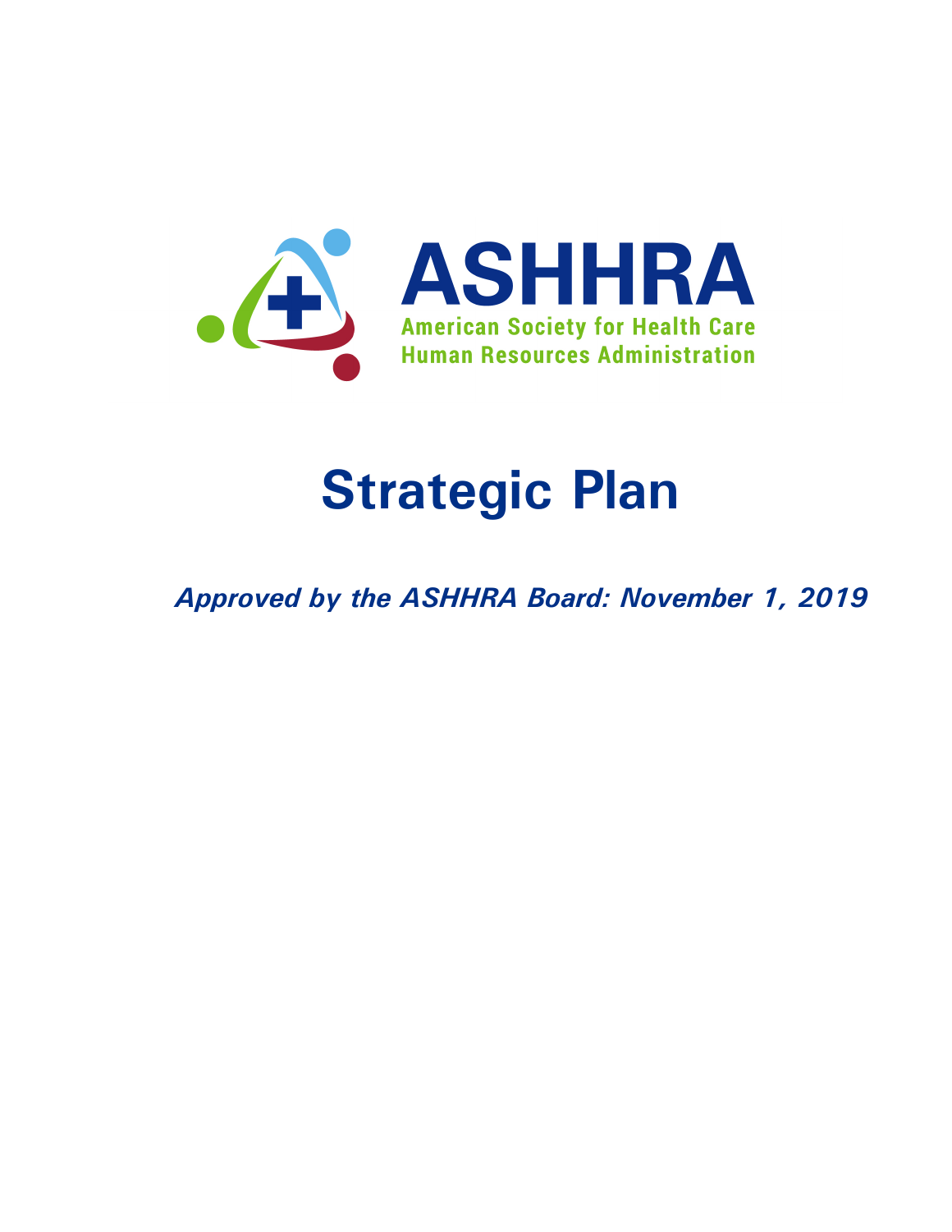ASHHRA

American Society for Health Care Human Resources Administration

# Strategic Plan

***Approved by the ASHHRA Board: November 1, 2019***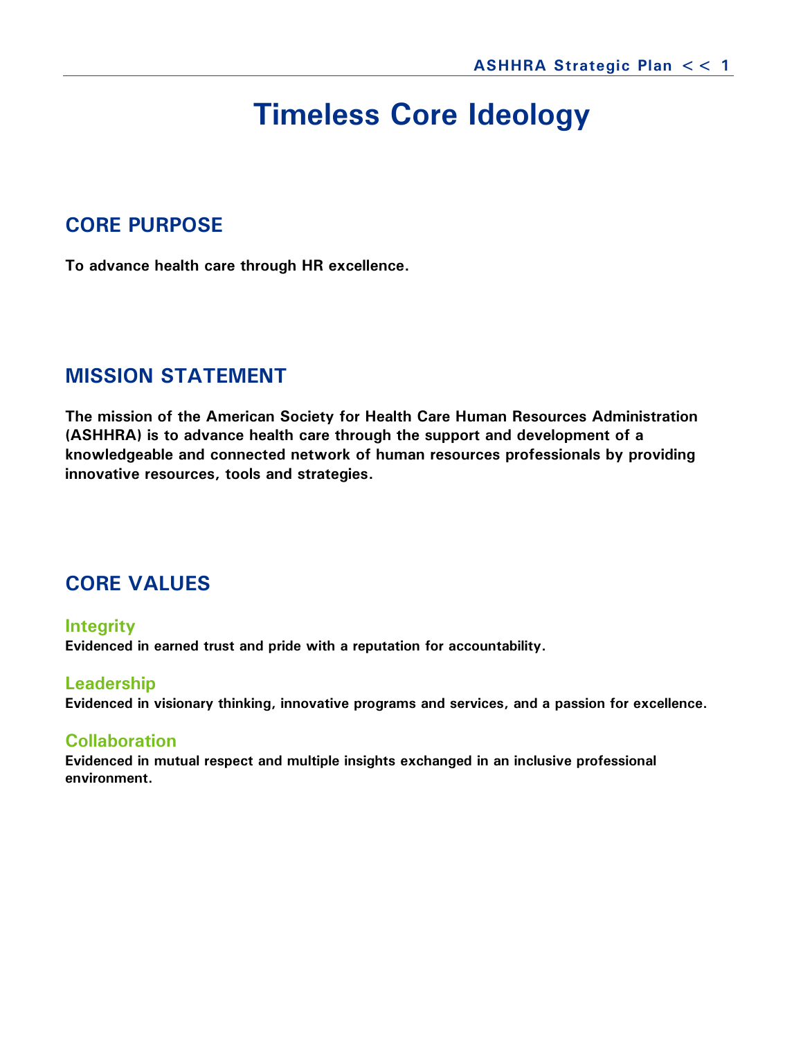# Timeless Core Ideology

## CORE PURPOSE

**To advance health care through HR excellence.**

## MISSION STATEMENT

**The mission of the American Society for Health Care Human Resources Administration (ASHHRA) is to advance health care through the support and development of a knowledgeable and connected network of human resources professionals by providing innovative resources, tools and strategies.**

## CORE VALUES

### Integrity

**Evidenced in earned trust and pride with a reputation for accountability.**

### Leadership

**Evidenced in visionary thinking, innovative programs and services, and a passion for excellence.**

### Collaboration

**Evidenced in mutual respect and multiple insights exchanged in an inclusive professional environment.**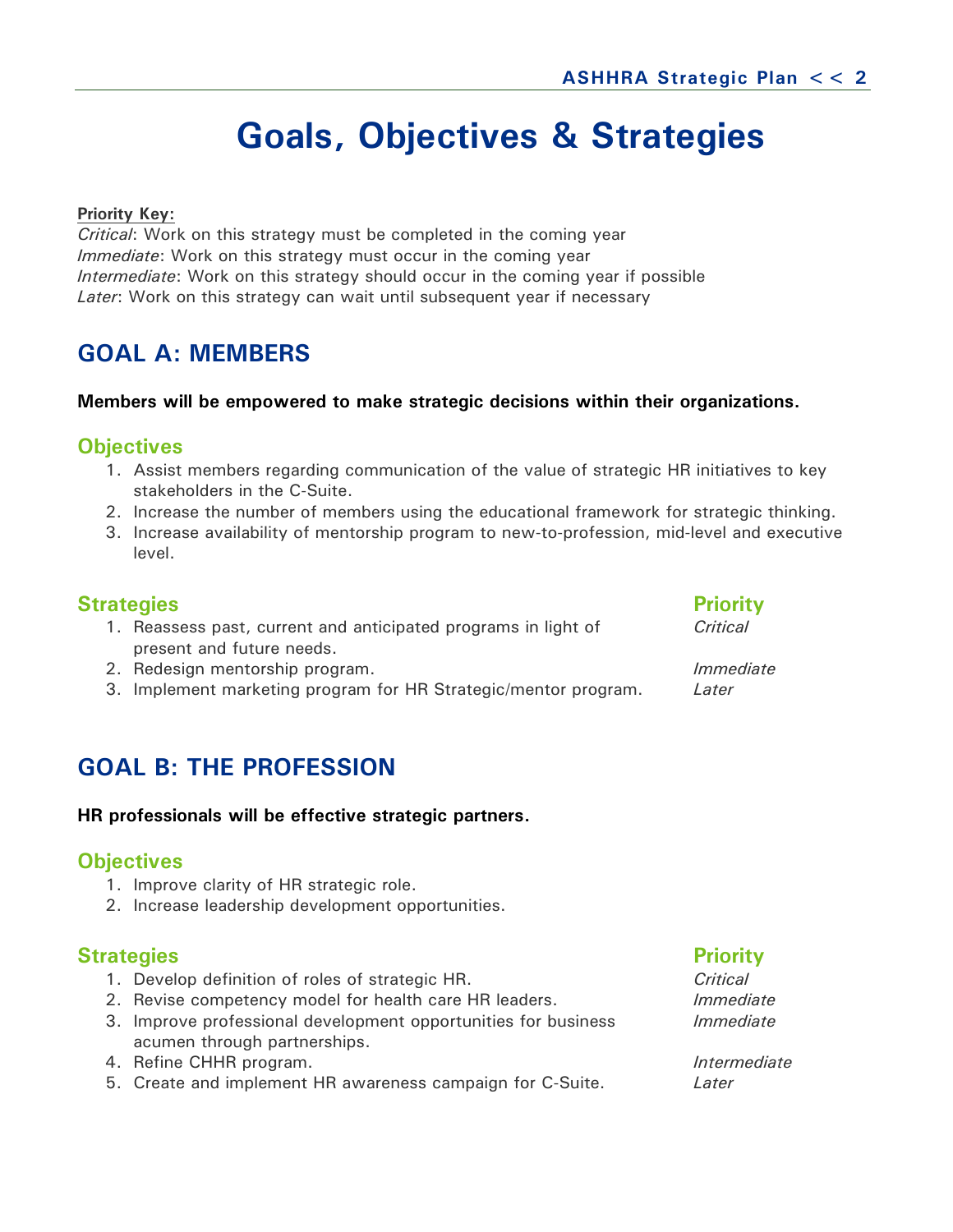# Goals, Objectives & Strategies

**Priority Key:**
*Critical*: Work on this strategy must be completed in the coming year
*Immediate*: Work on this strategy must occur in the coming year
*Intermediate*: Work on this strategy should occur in the coming year if possible
*Later*: Work on this strategy can wait until subsequent year if necessary

## GOAL A: MEMBERS

**Members will be empowered to make strategic decisions within their organizations.**

### Objectives

1. Assist members regarding communication of the value of strategic HR initiatives to key stakeholders in the C-Suite.
2. Increase the number of members using the educational framework for strategic thinking.
3. Increase availability of mentorship program to new-to-profession, mid-level and executive level.

| Strategies | Priority |
|---|---|
| 1. Reassess past, current and anticipated programs in light of present and future needs. | *Critical* |
| 2. Redesign mentorship program. | *Immediate* |
| 3. Implement marketing program for HR Strategic/mentor program. | *Later* |

## GOAL B: THE PROFESSION

**HR professionals will be effective strategic partners.**

### Objectives

1. Improve clarity of HR strategic role.
2. Increase leadership development opportunities.

| Strategies | Priority |
|---|---|
| 1. Develop definition of roles of strategic HR. | *Critical* |
| 2. Revise competency model for health care HR leaders. | *Immediate* |
| 3. Improve professional development opportunities for business acumen through partnerships. | *Immediate* |
| 4. Refine CHHR program. | *Intermediate* |
| 5. Create and implement HR awareness campaign for C-Suite. | *Later* |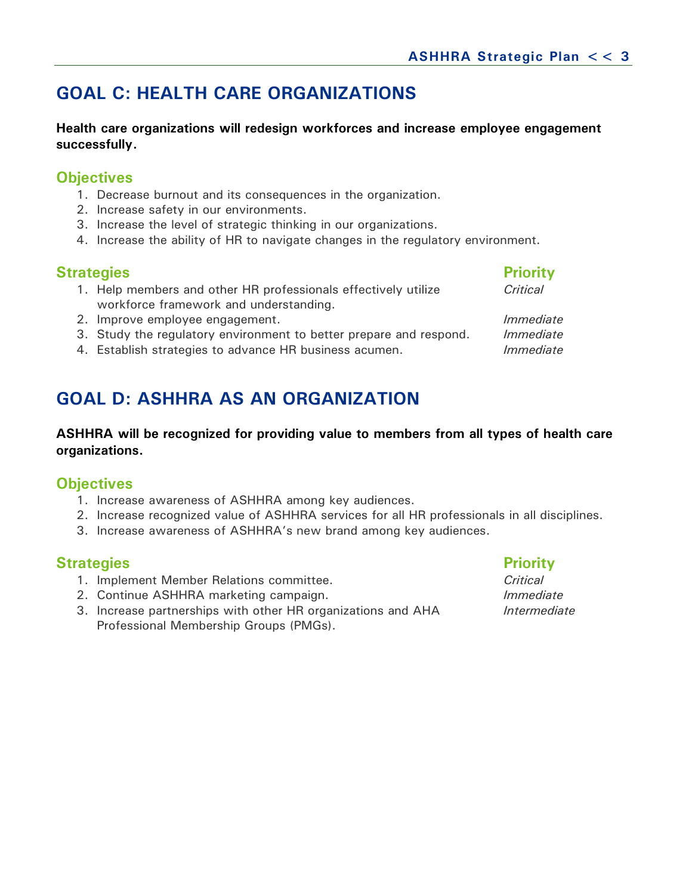## GOAL C: HEALTH CARE ORGANIZATIONS

**Health care organizations will redesign workforces and increase employee engagement successfully.**

### Objectives

1. Decrease burnout and its consequences in the organization.
2. Increase safety in our environments.
3. Increase the level of strategic thinking in our organizations.
4. Increase the ability of HR to navigate changes in the regulatory environment.

| Strategies | Priority |
| --- | --- |
| 1. Help members and other HR professionals effectively utilize workforce framework and understanding. | *Critical* |
| 2. Improve employee engagement. | *Immediate* |
| 3. Study the regulatory environment to better prepare and respond. | *Immediate* |
| 4. Establish strategies to advance HR business acumen. | *Immediate* |

## GOAL D: ASHHRA AS AN ORGANIZATION

**ASHHRA will be recognized for providing value to members from all types of health care organizations.**

### Objectives

1. Increase awareness of ASHHRA among key audiences.
2. Increase recognized value of ASHHRA services for all HR professionals in all disciplines.
3. Increase awareness of ASHHRA's new brand among key audiences.

| Strategies | Priority |
| --- | --- |
| 1. Implement Member Relations committee. | *Critical* |
| 2. Continue ASHHRA marketing campaign. | *Immediate* |
| 3. Increase partnerships with other HR organizations and AHA Professional Membership Groups (PMGs). | *Intermediate* |